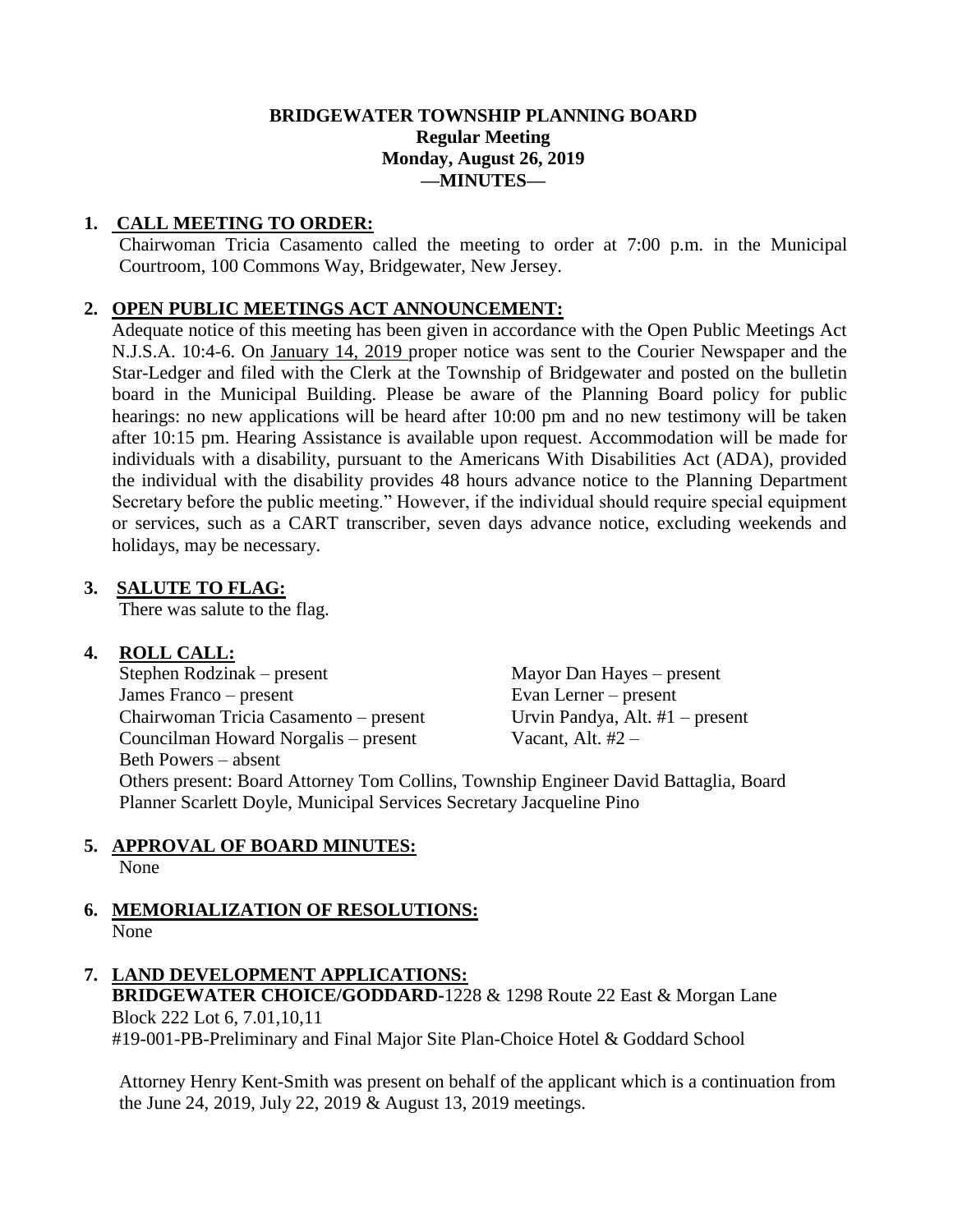# BRIDGEWATER TOWNSHIP PLANNING BOARD

**Regular Meeting**
**Monday, August 26, 2019**
**—MINUTES—**

## 1. CALL MEETING TO ORDER:

Chairwoman Tricia Casamento called the meeting to order at 7:00 p.m. in the Municipal Courtroom, 100 Commons Way, Bridgewater, New Jersey.

## 2. OPEN PUBLIC MEETINGS ACT ANNOUNCEMENT:

Adequate notice of this meeting has been given in accordance with the Open Public Meetings Act N.J.S.A. 10:4-6. On January 14, 2019 proper notice was sent to the Courier Newspaper and the Star-Ledger and filed with the Clerk at the Township of Bridgewater and posted on the bulletin board in the Municipal Building. Please be aware of the Planning Board policy for public hearings: no new applications will be heard after 10:00 pm and no new testimony will be taken after 10:15 pm. Hearing Assistance is available upon request. Accommodation will be made for individuals with a disability, pursuant to the Americans With Disabilities Act (ADA), provided the individual with the disability provides 48 hours advance notice to the Planning Department Secretary before the public meeting." However, if the individual should require special equipment or services, such as a CART transcriber, seven days advance notice, excluding weekends and holidays, may be necessary.

## 3. SALUTE TO FLAG:

There was salute to the flag.

## 4. ROLL CALL:

Stephen Rodzinak – present
James Franco – present
Chairwoman Tricia Casamento – present
Councilman Howard Norgalis – present
Beth Powers – absent
Mayor Dan Hayes – present
Evan Lerner – present
Urvin Pandya, Alt. #1 – present
Vacant, Alt. #2 –

Others present: Board Attorney Tom Collins, Township Engineer David Battaglia, Board Planner Scarlett Doyle, Municipal Services Secretary Jacqueline Pino

## 5. APPROVAL OF BOARD MINUTES:

None

## 6. MEMORIALIZATION OF RESOLUTIONS:

None

## 7. LAND DEVELOPMENT APPLICATIONS:

**BRIDGEWATER CHOICE/GODDARD-**1228 & 1298 Route 22 East & Morgan Lane
Block 222 Lot 6, 7.01,10,11
#19-001-PB-Preliminary and Final Major Site Plan-Choice Hotel & Goddard School

Attorney Henry Kent-Smith was present on behalf of the applicant which is a continuation from the June 24, 2019, July 22, 2019 & August 13, 2019 meetings.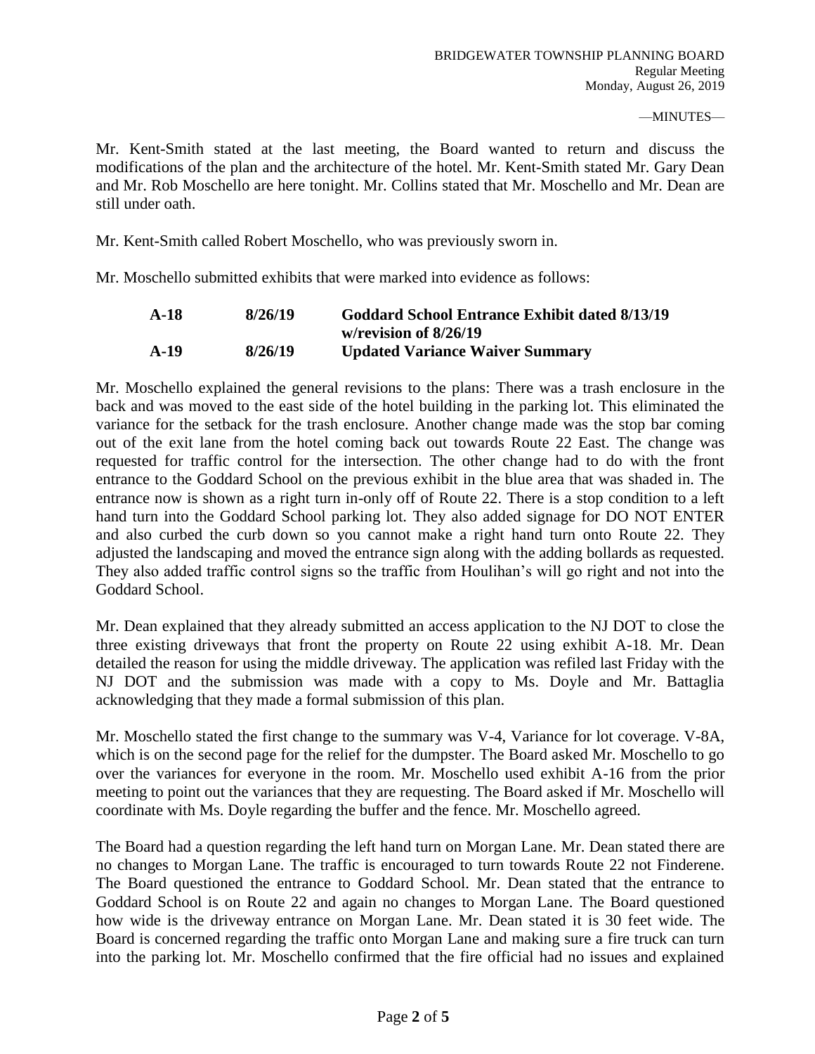Mr. Kent-Smith stated at the last meeting, the Board wanted to return and discuss the modifications of the plan and the architecture of the hotel. Mr. Kent-Smith stated Mr. Gary Dean and Mr. Rob Moschello are here tonight. Mr. Collins stated that Mr. Moschello and Mr. Dean are still under oath.

Mr. Kent-Smith called Robert Moschello, who was previously sworn in.

Mr. Moschello submitted exhibits that were marked into evidence as follows:

| | | |
|---|---|---|
| **A-18** | **8/26/19** | **Goddard School Entrance Exhibit dated 8/13/19 w/revision of 8/26/19** |
| **A-19** | **8/26/19** | **Updated Variance Waiver Summary** |

Mr. Moschello explained the general revisions to the plans: There was a trash enclosure in the back and was moved to the east side of the hotel building in the parking lot. This eliminated the variance for the setback for the trash enclosure. Another change made was the stop bar coming out of the exit lane from the hotel coming back out towards Route 22 East. The change was requested for traffic control for the intersection. The other change had to do with the front entrance to the Goddard School on the previous exhibit in the blue area that was shaded in. The entrance now is shown as a right turn in-only off of Route 22. There is a stop condition to a left hand turn into the Goddard School parking lot. They also added signage for DO NOT ENTER and also curbed the curb down so you cannot make a right hand turn onto Route 22. They adjusted the landscaping and moved the entrance sign along with the adding bollards as requested. They also added traffic control signs so the traffic from Houlihan's will go right and not into the Goddard School.

Mr. Dean explained that they already submitted an access application to the NJ DOT to close the three existing driveways that front the property on Route 22 using exhibit A-18. Mr. Dean detailed the reason for using the middle driveway. The application was refiled last Friday with the NJ DOT and the submission was made with a copy to Ms. Doyle and Mr. Battaglia acknowledging that they made a formal submission of this plan.

Mr. Moschello stated the first change to the summary was V-4, Variance for lot coverage. V-8A, which is on the second page for the relief for the dumpster. The Board asked Mr. Moschello to go over the variances for everyone in the room. Mr. Moschello used exhibit A-16 from the prior meeting to point out the variances that they are requesting. The Board asked if Mr. Moschello will coordinate with Ms. Doyle regarding the buffer and the fence. Mr. Moschello agreed.

The Board had a question regarding the left hand turn on Morgan Lane. Mr. Dean stated there are no changes to Morgan Lane. The traffic is encouraged to turn towards Route 22 not Finderene. The Board questioned the entrance to Goddard School. Mr. Dean stated that the entrance to Goddard School is on Route 22 and again no changes to Morgan Lane. The Board questioned how wide is the driveway entrance on Morgan Lane. Mr. Dean stated it is 30 feet wide. The Board is concerned regarding the traffic onto Morgan Lane and making sure a fire truck can turn into the parking lot. Mr. Moschello confirmed that the fire official had no issues and explained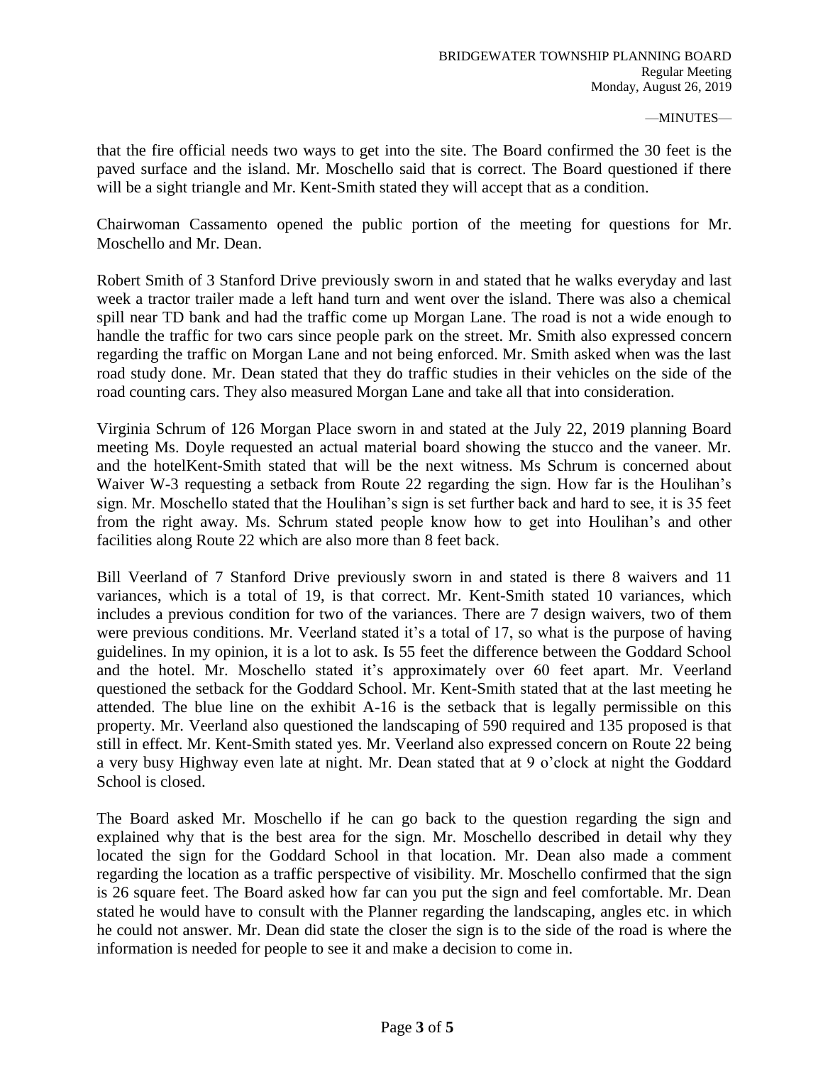that the fire official needs two ways to get into the site. The Board confirmed the 30 feet is the paved surface and the island. Mr. Moschello said that is correct. The Board questioned if there will be a sight triangle and Mr. Kent-Smith stated they will accept that as a condition.

Chairwoman Cassamento opened the public portion of the meeting for questions for Mr. Moschello and Mr. Dean.

Robert Smith of 3 Stanford Drive previously sworn in and stated that he walks everyday and last week a tractor trailer made a left hand turn and went over the island. There was also a chemical spill near TD bank and had the traffic come up Morgan Lane. The road is not a wide enough to handle the traffic for two cars since people park on the street. Mr. Smith also expressed concern regarding the traffic on Morgan Lane and not being enforced. Mr. Smith asked when was the last road study done. Mr. Dean stated that they do traffic studies in their vehicles on the side of the road counting cars. They also measured Morgan Lane and take all that into consideration.

Virginia Schrum of 126 Morgan Place sworn in and stated at the July 22, 2019 planning Board meeting Ms. Doyle requested an actual material board showing the stucco and the vaneer. Mr. and the hotelKent-Smith stated that will be the next witness. Ms Schrum is concerned about Waiver W-3 requesting a setback from Route 22 regarding the sign. How far is the Houlihan's sign. Mr. Moschello stated that the Houlihan's sign is set further back and hard to see, it is 35 feet from the right away. Ms. Schrum stated people know how to get into Houlihan's and other facilities along Route 22 which are also more than 8 feet back.

Bill Veerland of 7 Stanford Drive previously sworn in and stated is there 8 waivers and 11 variances, which is a total of 19, is that correct. Mr. Kent-Smith stated 10 variances, which includes a previous condition for two of the variances. There are 7 design waivers, two of them were previous conditions. Mr. Veerland stated it's a total of 17, so what is the purpose of having guidelines. In my opinion, it is a lot to ask. Is 55 feet the difference between the Goddard School and the hotel. Mr. Moschello stated it's approximately over 60 feet apart. Mr. Veerland questioned the setback for the Goddard School. Mr. Kent-Smith stated that at the last meeting he attended. The blue line on the exhibit A-16 is the setback that is legally permissible on this property. Mr. Veerland also questioned the landscaping of 590 required and 135 proposed is that still in effect. Mr. Kent-Smith stated yes. Mr. Veerland also expressed concern on Route 22 being a very busy Highway even late at night. Mr. Dean stated that at 9 o'clock at night the Goddard School is closed.

The Board asked Mr. Moschello if he can go back to the question regarding the sign and explained why that is the best area for the sign. Mr. Moschello described in detail why they located the sign for the Goddard School in that location. Mr. Dean also made a comment regarding the location as a traffic perspective of visibility. Mr. Moschello confirmed that the sign is 26 square feet. The Board asked how far can you put the sign and feel comfortable. Mr. Dean stated he would have to consult with the Planner regarding the landscaping, angles etc. in which he could not answer. Mr. Dean did state the closer the sign is to the side of the road is where the information is needed for people to see it and make a decision to come in.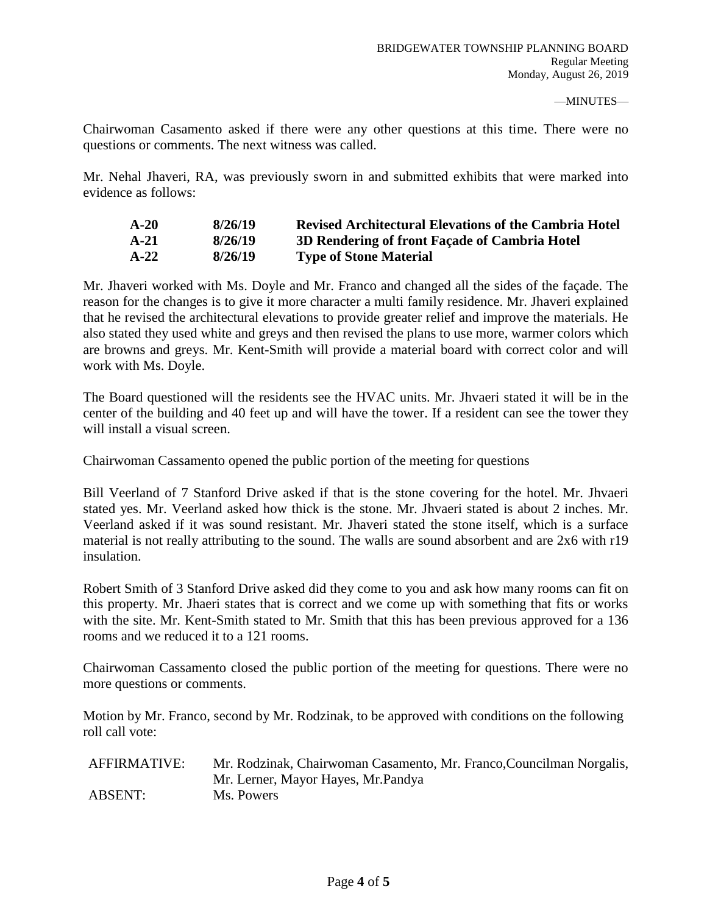Chairwoman Casamento asked if there were any other questions at this time. There were no questions or comments. The next witness was called.

Mr. Nehal Jhaveri, RA, was previously sworn in and submitted exhibits that were marked into evidence as follows:

| | | |
|---|---|---|
| **A-20** | **8/26/19** | **Revised Architectural Elevations of the Cambria Hotel** |
| **A-21** | **8/26/19** | **3D Rendering of front Façade of Cambria Hotel** |
| **A-22** | **8/26/19** | **Type of Stone Material** |

Mr. Jhaveri worked with Ms. Doyle and Mr. Franco and changed all the sides of the façade. The reason for the changes is to give it more character a multi family residence. Mr. Jhaveri explained that he revised the architectural elevations to provide greater relief and improve the materials. He also stated they used white and greys and then revised the plans to use more, warmer colors which are browns and greys. Mr. Kent-Smith will provide a material board with correct color and will work with Ms. Doyle.

The Board questioned will the residents see the HVAC units. Mr. Jhvaeri stated it will be in the center of the building and 40 feet up and will have the tower. If a resident can see the tower they will install a visual screen.

Chairwoman Cassamento opened the public portion of the meeting for questions

Bill Veerland of 7 Stanford Drive asked if that is the stone covering for the hotel. Mr. Jhvaeri stated yes. Mr. Veerland asked how thick is the stone. Mr. Jhvaeri stated is about 2 inches. Mr. Veerland asked if it was sound resistant. Mr. Jhaveri stated the stone itself, which is a surface material is not really attributing to the sound. The walls are sound absorbent and are 2x6 with r19 insulation.

Robert Smith of 3 Stanford Drive asked did they come to you and ask how many rooms can fit on this property. Mr. Jhaeri states that is correct and we come up with something that fits or works with the site. Mr. Kent-Smith stated to Mr. Smith that this has been previous approved for a 136 rooms and we reduced it to a 121 rooms.

Chairwoman Cassamento closed the public portion of the meeting for questions. There were no more questions or comments.

Motion by Mr. Franco, second by Mr. Rodzinak, to be approved with conditions on the following roll call vote:

| | |
|---|---|
| AFFIRMATIVE: | Mr. Rodzinak, Chairwoman Casamento, Mr. Franco,Councilman Norgalis, Mr. Lerner, Mayor Hayes, Mr.Pandya |
| ABSENT: | Ms. Powers |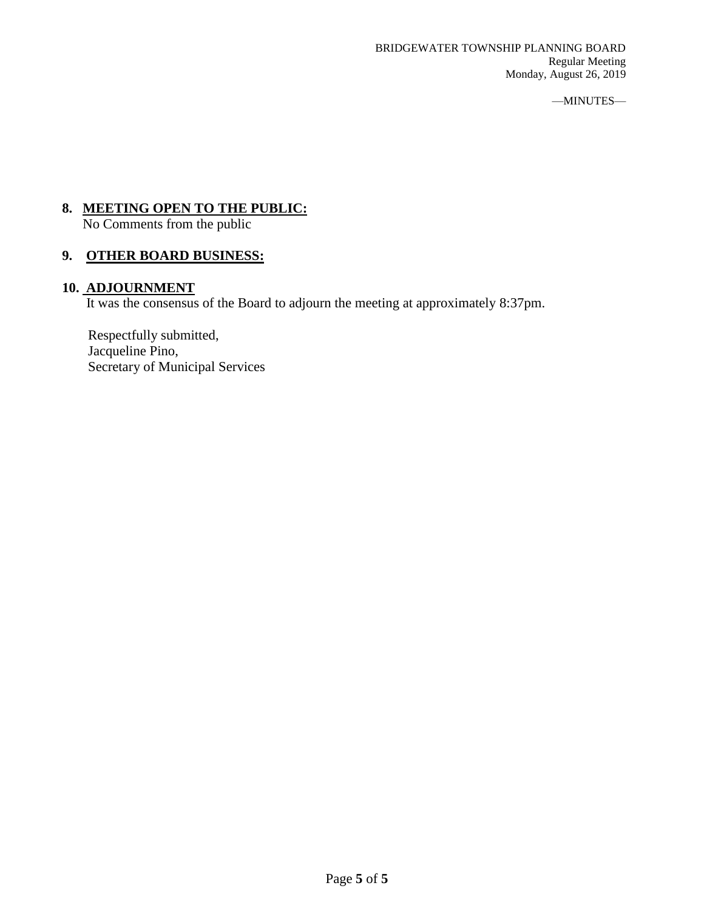## 8. MEETING OPEN TO THE PUBLIC:

No Comments from the public

## 9. OTHER BOARD BUSINESS:

## 10. ADJOURNMENT

It was the consensus of the Board to adjourn the meeting at approximately 8:37pm.

Respectfully submitted,
Jacqueline Pino,
Secretary of Municipal Services